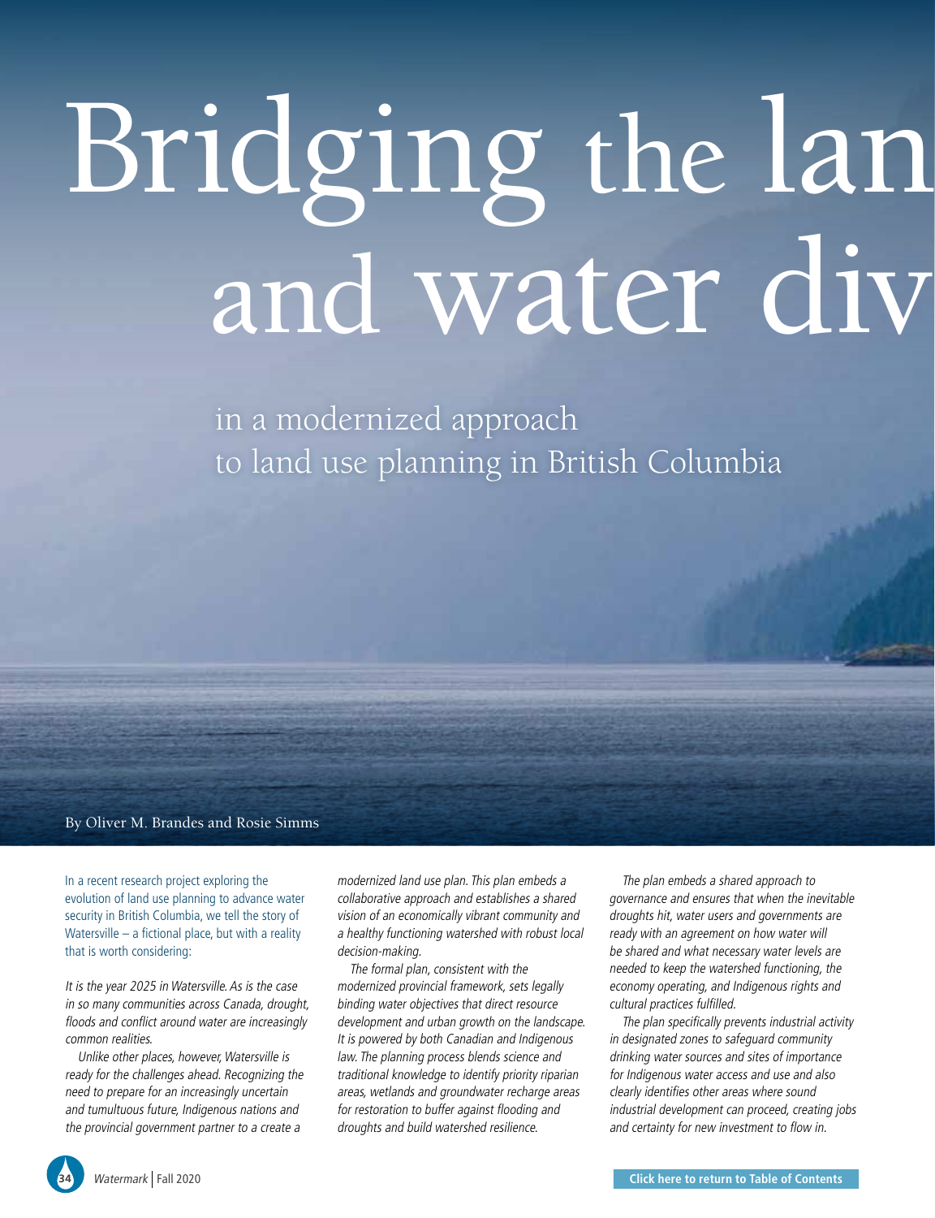# Bridging the lan and water div

## in a modernized approach to land use planning in British Columbia

By Oliver M. Brandes and Rosie Simms

In a recent research project exploring the evolution of land use planning to advance water security in British Columbia, we tell the story of Watersville – a fictional place, but with a reality that is worth considering:

*It is the year 2025 in Watersville. As is the case in so many communities across Canada, drought, floods and conflict around water are increasingly common realities.*

*Unlike other places, however, Watersville is ready for the challenges ahead. Recognizing the need to prepare for an increasingly uncertain and tumultuous future, Indigenous nations and the provincial government partner to a create a modernized land use plan. This plan embeds a collaborative approach and establishes a shared vision of an economically vibrant community and a healthy functioning watershed with robust local decision-making.*

*The formal plan, consistent with the modernized provincial framework, sets legally binding water objectives that direct resource development and urban growth on the landscape. It is powered by both Canadian and Indigenous law. The planning process blends science and traditional knowledge to identify priority riparian areas, wetlands and groundwater recharge areas for restoration to buffer against flooding and droughts and build watershed resilience.*

*The plan embeds a shared approach to governance and ensures that when the inevitable droughts hit, water users and governments are ready with an agreement on how water will be shared and what necessary water levels are needed to keep the watershed functioning, the economy operating, and Indigenous rights and cultural practices fulfilled.*

*The plan specifically prevents industrial activity in designated zones to safeguard community drinking water sources and sites of importance for Indigenous water access and use and also clearly identifies other areas where sound industrial development can proceed, creating jobs and certainty for new investment to flow in.*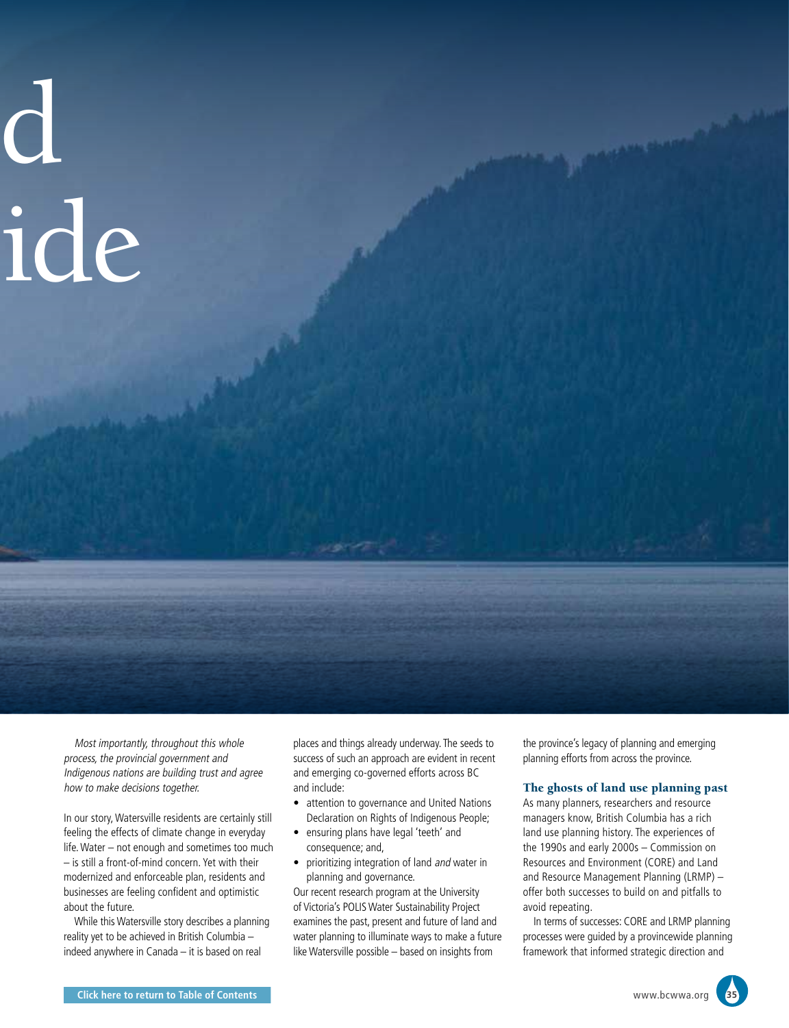d
ide

*Most importantly, throughout this whole process, the provincial government and Indigenous nations are building trust and agree how to make decisions together.*

In our story, Watersville residents are certainly still feeling the effects of climate change in everyday life. Water – not enough and sometimes too much – is still a front-of-mind concern. Yet with their modernized and enforceable plan, residents and businesses are feeling confident and optimistic about the future.

While this Watersville story describes a planning reality yet to be achieved in British Columbia – indeed anywhere in Canada – it is based on real places and things already underway. The seeds to success of such an approach are evident in recent and emerging co-governed efforts across BC and include:

- attention to governance and United Nations Declaration on Rights of Indigenous People;
- ensuring plans have legal 'teeth' and consequence; and,
- prioritizing integration of land *and* water in planning and governance.

Our recent research program at the University of Victoria's POLIS Water Sustainability Project examines the past, present and future of land and water planning to illuminate ways to make a future like Watersville possible – based on insights from the province's legacy of planning and emerging planning efforts from across the province.

### The ghosts of land use planning past

As many planners, researchers and resource managers know, British Columbia has a rich land use planning history. The experiences of the 1990s and early 2000s – Commission on Resources and Environment (CORE) and Land and Resource Management Planning (LRMP) – offer both successes to build on and pitfalls to avoid repeating.

In terms of successes: CORE and LRMP planning processes were guided by a provincewide planning framework that informed strategic direction and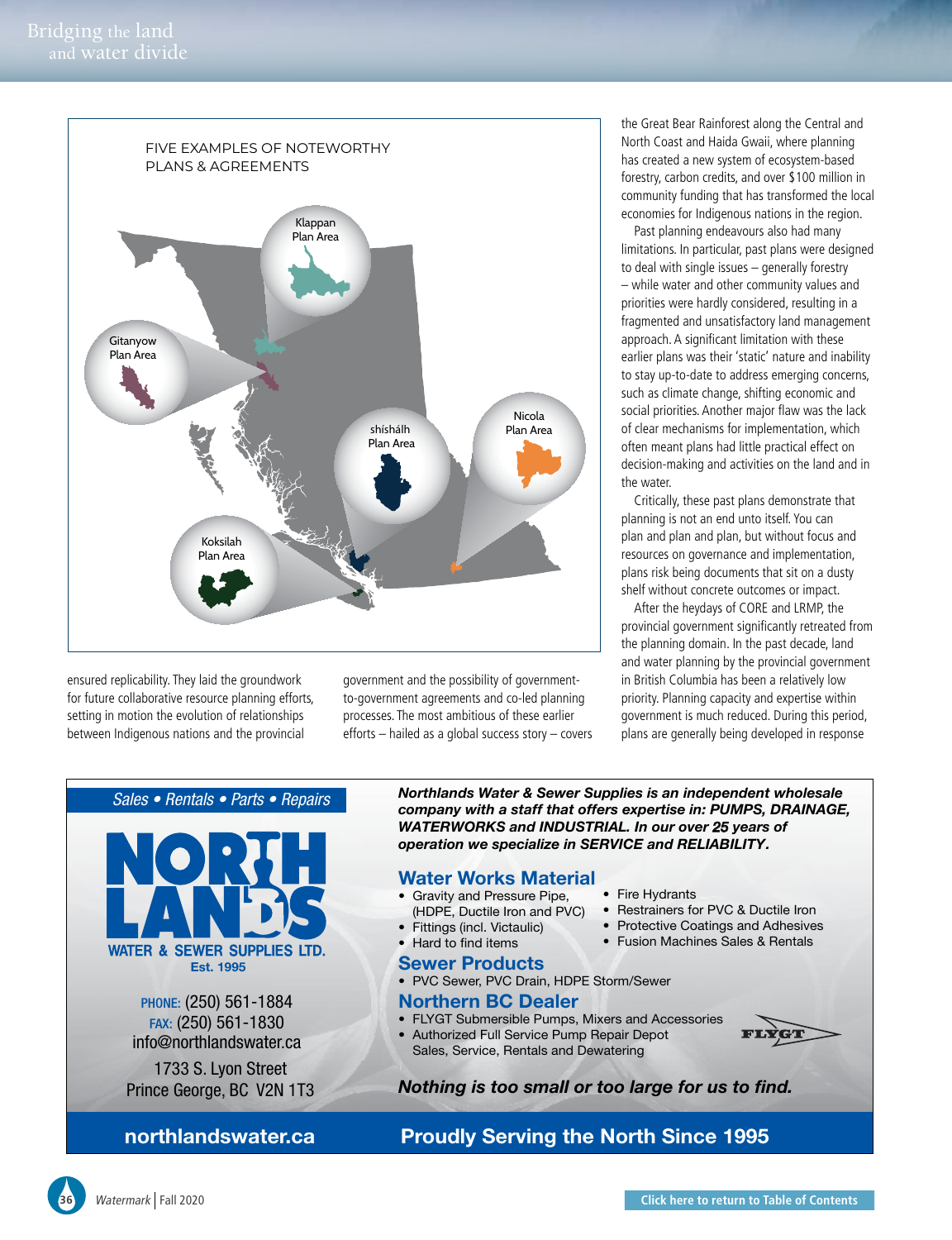FIVE EXAMPLES OF NOTEWORTHY PLANS & AGREEMENTS

Klappan Plan Area

Gitanyow Plan Area

shíshálh Plan Area

Nicola Plan Area

Koksilah Plan Area

ensured replicability. They laid the groundwork for future collaborative resource planning efforts, setting in motion the evolution of relationships between Indigenous nations and the provincial government and the possibility of government-to-government agreements and co-led planning processes. The most ambitious of these earlier efforts – hailed as a global success story – covers the Great Bear Rainforest along the Central and North Coast and Haida Gwaii, where planning has created a new system of ecosystem-based forestry, carbon credits, and over $100 million in community funding that has transformed the local economies for Indigenous nations in the region.

Past planning endeavours also had many limitations. In particular, past plans were designed to deal with single issues – generally forestry – while water and other community values and priorities were hardly considered, resulting in a fragmented and unsatisfactory land management approach. A significant limitation with these earlier plans was their 'static' nature and inability to stay up-to-date to address emerging concerns, such as climate change, shifting economic and social priorities. Another major flaw was the lack of clear mechanisms for implementation, which often meant plans had little practical effect on decision-making and activities on the land and in the water.

Critically, these past plans demonstrate that planning is not an end unto itself. You can plan and plan and plan, but without focus and resources on governance and implementation, plans risk being documents that sit on a dusty shelf without concrete outcomes or impact.

After the heydays of CORE and LRMP, the provincial government significantly retreated from the planning domain. In the past decade, land and water planning by the provincial government in British Columbia has been a relatively low priority. Planning capacity and expertise within government is much reduced. During this period, plans are generally being developed in response

---

*Sales • Rentals • Parts • Repairs*

**NORTHLANDS WATER & SEWER SUPPLIES LTD.**
Est. 1995

PHONE: (250) 561-1884
FAX: (250) 561-1830
info@northlandswater.ca
1733 S. Lyon Street
Prince George, BC V2N 1T3

***Northlands Water & Sewer Supplies is an independent wholesale company with a staff that offers expertise in: PUMPS, DRAINAGE, WATERWORKS and INDUSTRIAL. In our over 25 years of operation we specialize in SERVICE and RELIABILITY.***

**Water Works Material**
- Gravity and Pressure Pipe, (HDPE, Ductile Iron and PVC)
- Fittings (incl. Victaulic)
- Hard to find items
- Fire Hydrants
- Restrainers for PVC & Ductile Iron
- Protective Coatings and Adhesives
- Fusion Machines Sales & Rentals

**Sewer Products**
- PVC Sewer, PVC Drain, HDPE Storm/Sewer

**Northern BC Dealer**
- FLYGT Submersible Pumps, Mixers and Accessories
- Authorized Full Service Pump Repair Depot Sales, Service, Rentals and Dewatering

FLYGT

***Nothing is too small or too large for us to find.***

**northlandswater.ca** **Proudly Serving the North Since 1995**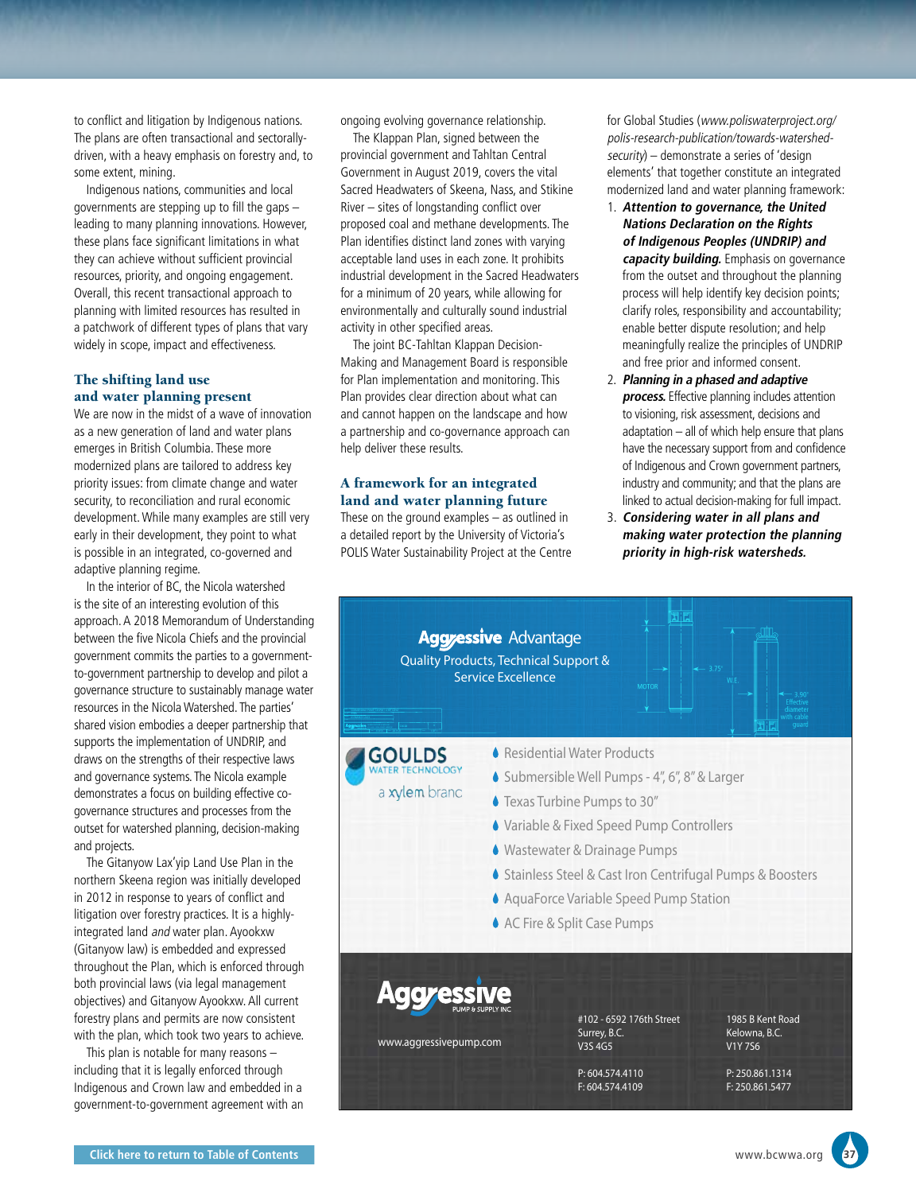to conflict and litigation by Indigenous nations. The plans are often transactional and sectorally-driven, with a heavy emphasis on forestry and, to some extent, mining.

Indigenous nations, communities and local governments are stepping up to fill the gaps – leading to many planning innovations. However, these plans face significant limitations in what they can achieve without sufficient provincial resources, priority, and ongoing engagement. Overall, this recent transactional approach to planning with limited resources has resulted in a patchwork of different types of plans that vary widely in scope, impact and effectiveness.

## The shifting land use and water planning present

We are now in the midst of a wave of innovation as a new generation of land and water plans emerges in British Columbia. These more modernized plans are tailored to address key priority issues: from climate change and water security, to reconciliation and rural economic development. While many examples are still very early in their development, they point to what is possible in an integrated, co-governed and adaptive planning regime.

In the interior of BC, the Nicola watershed is the site of an interesting evolution of this approach. A 2018 Memorandum of Understanding between the five Nicola Chiefs and the provincial government commits the parties to a government-to-government partnership to develop and pilot a governance structure to sustainably manage water resources in the Nicola Watershed. The parties' shared vision embodies a deeper partnership that supports the implementation of UNDRIP, and draws on the strengths of their respective laws and governance systems. The Nicola example demonstrates a focus on building effective co-governance structures and processes from the outset for watershed planning, decision-making and projects.

The Gitanyow Lax'yip Land Use Plan in the northern Skeena region was initially developed in 2012 in response to years of conflict and litigation over forestry practices. It is a highly-integrated land *and* water plan. Ayookxw (Gitanyow law) is embedded and expressed throughout the Plan, which is enforced through both provincial laws (via legal management objectives) and Gitanyow Ayookxw. All current forestry plans and permits are now consistent with the plan, which took two years to achieve.

This plan is notable for many reasons – including that it is legally enforced through Indigenous and Crown law and embedded in a government-to-government agreement with an ongoing evolving governance relationship.

The Klappan Plan, signed between the provincial government and Tahltan Central Government in August 2019, covers the vital Sacred Headwaters of Skeena, Nass, and Stikine River – sites of longstanding conflict over proposed coal and methane developments. The Plan identifies distinct land zones with varying acceptable land uses in each zone. It prohibits industrial development in the Sacred Headwaters for a minimum of 20 years, while allowing for environmentally and culturally sound industrial activity in other specified areas.

The joint BC-Tahltan Klappan Decision-Making and Management Board is responsible for Plan implementation and monitoring. This Plan provides clear direction about what can and cannot happen on the landscape and how a partnership and co-governance approach can help deliver these results.

## A framework for an integrated land and water planning future

These on the ground examples – as outlined in a detailed report by the University of Victoria's POLIS Water Sustainability Project at the Centre for Global Studies (*www.poliswaterproject.org/polis-research-publication/towards-watershed-security*) – demonstrate a series of 'design elements' that together constitute an integrated modernized land and water planning framework:

1. ***Attention to governance, the United Nations Declaration on the Rights of Indigenous Peoples (UNDRIP) and capacity building.*** Emphasis on governance from the outset and throughout the planning process will help identify key decision points; clarify roles, responsibility and accountability; enable better dispute resolution; and help meaningfully realize the principles of UNDRIP and free prior and informed consent.
2. ***Planning in a phased and adaptive process.*** Effective planning includes attention to visioning, risk assessment, decisions and adaptation – all of which help ensure that plans have the necessary support from and confidence of Indigenous and Crown government partners, industry and community; and that the plans are linked to actual decision-making for full impact.
3. ***Considering water in all plans and making water protection the planning priority in high-risk watersheds.***

**Aggressive Advantage**
Quality Products, Technical Support & Service Excellence

GOULDS WATER TECHNOLOGY — a xylem brand

- Residential Water Products
- Submersible Well Pumps - 4", 6", 8" & Larger
- Texas Turbine Pumps to 30"
- Variable & Fixed Speed Pump Controllers
- Wastewater & Drainage Pumps
- Stainless Steel & Cast Iron Centrifugal Pumps & Boosters
- AquaForce Variable Speed Pump Station
- AC Fire & Split Case Pumps

Aggressive Pump & Supply Inc
www.aggressivepump.com

#102 - 6592 176th Street
Surrey, B.C.
V3S 4G5
P: 604.574.4110
F: 604.574.4109

1985 B Kent Road
Kelowna, B.C.
V1Y 7S6
P: 250.861.1314
F: 250.861.5477

Click here to return to Table of Contents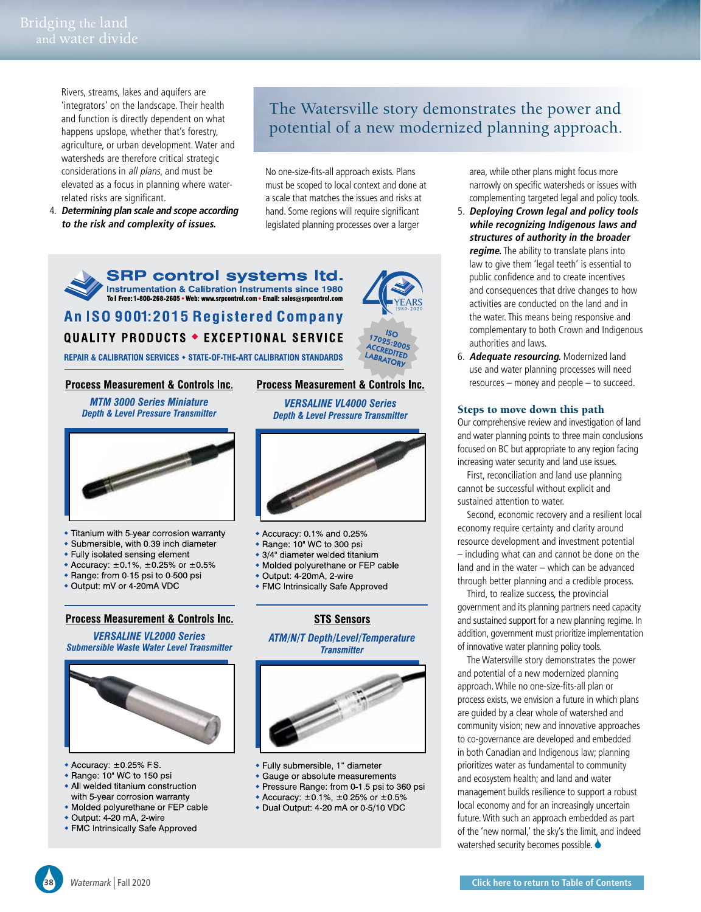Rivers, streams, lakes and aquifers are 'integrators' on the landscape. Their health and function is directly dependent on what happens upslope, whether that's forestry, agriculture, or urban development. Water and watersheds are therefore critical strategic considerations in *all plans*, and must be elevated as a focus in planning where water-related risks are significant.

4. ***Determining plan scale and scope according to the risk and complexity of issues.*** No one-size-fits-all approach exists. Plans must be scoped to local context and done at a scale that matches the issues and risks at hand. Some regions will require significant legislated planning processes over a larger area, while other plans might focus more narrowly on specific watersheds or issues with complementing targeted legal and policy tools.

> The Watersville story demonstrates the power and potential of a new modernized planning approach.

5. ***Deploying Crown legal and policy tools while recognizing Indigenous laws and structures of authority in the broader regime.*** The ability to translate plans into law to give them 'legal teeth' is essential to public confidence and to create incentives and consequences that drive changes to how activities are conducted on the land and in the water. This means being responsive and complementary to both Crown and Indigenous authorities and laws.
6. ***Adequate resourcing.*** Modernized land use and water planning processes will need resources – money and people – to succeed.

### Steps to move down this path

Our comprehensive review and investigation of land and water planning points to three main conclusions focused on BC but appropriate to any region facing increasing water security and land use issues.

First, reconciliation and land use planning cannot be successful without explicit and sustained attention to water.

Second, economic recovery and a resilient local economy require certainty and clarity around resource development and investment potential – including what can and cannot be done on the land and in the water – which can be advanced through better planning and a credible process.

Third, to realize success, the provincial government and its planning partners need capacity and sustained support for a new planning regime. In addition, government must prioritize implementation of innovative water planning policy tools.

The Watersville story demonstrates the power and potential of a new modernized planning approach. While no one-size-fits-all plan or process exists, we envision a future in which plans are guided by a clear whole of watershed and community vision; new and innovative approaches to co-governance are developed and embedded in both Canadian and Indigenous law; planning prioritizes water as fundamental to community and ecosystem health; and land and water management builds resilience to support a robust local economy and for an increasingly uncertain future. With such an approach embedded as part of the 'new normal,' the sky's the limit, and indeed watershed security becomes possible.

---

**SRP control systems ltd.**
Instrumentation & Calibration Instruments since 1980
Toll Free: 1-800-268-2605 • Web: www.srpcontrol.com • Email: sales@srpcontrol.com

**An ISO 9001:2015 Registered Company**
QUALITY PRODUCTS ◆ EXCEPTIONAL SERVICE
REPAIR & CALIBRATION SERVICES ◆ STATE-OF-THE-ART CALIBRATION STANDARDS

40 YEARS 1980-2020
ISO 17025:2005 ACCREDITED LABORATORY

**Process Measurement & Controls Inc.**
*MTM 3000 Series Miniature Depth & Level Pressure Transmitter*
- Titanium with 5-year corrosion warranty
- Submersible, with 0.39 inch diameter
- Fully isolated sensing element
- Accuracy: ±0.1%, ±0.25% or ±0.5%
- Range: from 0-15 psi to 0-500 psi
- Output: mV or 4-20mA VDC

**Process Measurement & Controls Inc.**
*VERSALINE VL4000 Series Depth & Level Pressure Transmitter*
- Accuracy: 0.1% and 0.25%
- Range: 10" WC to 300 psi
- 3/4" diameter welded titanium
- Molded polyurethane or FEP cable
- Output: 4-20mA, 2-wire
- FMC Intrinsically Safe Approved

**Process Measurement & Controls Inc.**
*VERSALINE VL2000 Series Submersible Waste Water Level Transmitter*
- Accuracy: ±0.25% F.S.
- Range: 10" WC to 150 psi
- All welded titanium construction with 5-year corrosion warranty
- Molded polyurethane or FEP cable
- Output: 4-20 mA, 2-wire
- FMC Intrinsically Safe Approved

**STS Sensors**
*ATM/N/T Depth/Level/Temperature Transmitter*
- Fully submersible, 1" diameter
- Gauge or absolute measurements
- Pressure Range: from 0-1.5 psi to 360 psi
- Accuracy: ±0.1%, ±0.25% or ±0.5%
- Dual Output: 4-20 mA or 0-5/10 VDC

Click here to return to Table of Contents